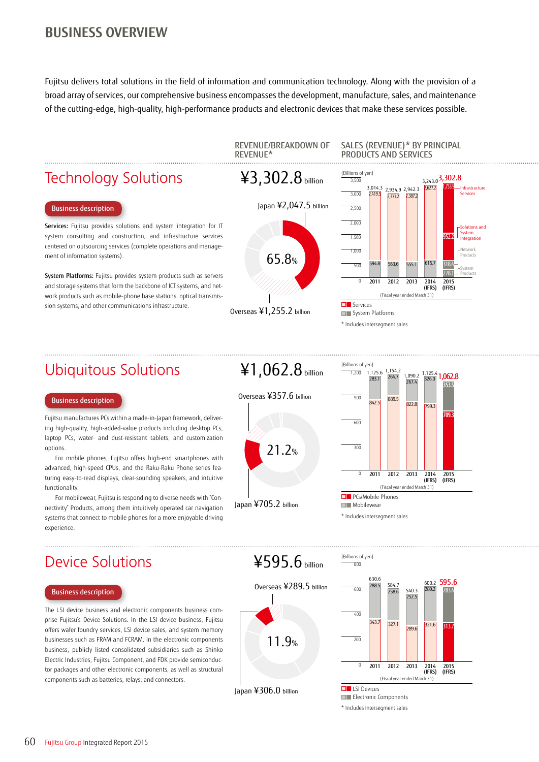# BUSINESS OVERVIEW

Fujitsu delivers total solutions in the field of information and communication technology. Along with the provision of a broad array of services, our comprehensive business encompasses the development, manufacture, sales, and maintenance of the cutting-edge, high-quality, high-performance products and electronic devices that make these services possible.

REVENUE/BREAKDOWN OF REVENUE*

SALES (REVENUE)* BY PRINCIPAL PRODUCTS AND SERVICES

## Technology Solutions

**Business description**

**Services:** Fujitsu provides solutions and system integration for IT system consulting and construction, and infrastructure services centered on outsourcing services (complete operations and management of information systems).

**System Platforms:** Fujitsu provides system products such as servers and storage systems that form the backbone of ICT systems, and network products such as mobile-phone base stations, optical transmission systems, and other communications infrastructure.

¥3,302.8 billion

Japan ¥2,047.5 billion

65.8%

Overseas ¥1,255.2 billion

(Billions of yen)

| | 2011 | 2012 | 2013 | 2014 (IFRS) | 2015 (IFRS) |
|---|---|---|---|---|---|
| Total | 3,014.3 | 2,934.9 | 2,942.3 | 3,243.0 | 3,302.8 |
| Services | 2,419.5 | 2,371.2 | 2,387.2 | 2,627.2 | 1,753.9 (Infrastructure Services) / 952.2 (Solutions and System Integration) |
| System Platforms | 594.8 | 563.6 | 555.1 | 615.7 | 318.4 (Network Products) / 278.1 (System Products) |

(Fiscal year ended March 31)

Services
System Platforms

\* Includes intersegment sales

## Ubiquitous Solutions

**Business description**

Fujitsu manufactures PCs within a made-in-Japan framework, delivering high-quality, high-added-value products including desktop PCs, laptop PCs, water- and dust-resistant tablets, and customization options.

For mobile phones, Fujitsu offers high-end smartphones with advanced, high-speed CPUs, and the Raku-Raku Phone series featuring easy-to-read displays, clear-sounding speakers, and intuitive functionality.

For mobilewear, Fujitsu is responding to diverse needs with "Connectivity" Products, among them intuitively operated car navigation systems that connect to mobile phones for a more enjoyable driving experience.

¥1,062.8 billion

Overseas ¥357.6 billion

21.2%

Japan ¥705.2 billion

(Billions of yen)

| | 2011 | 2012 | 2013 | 2014 (IFRS) | 2015 (IFRS) |
|---|---|---|---|---|---|
| Total | 1,125.6 | 1,154.2 | 1,090.2 | 1,125.4 | 1,062.8 |
| Mobilewear | 283.1 | 264.7 | 267.4 | 326.0 | 353.5 |
| PCs/Mobile Phones | 842.5 | 889.5 | 822.8 | 799.3 | 709.3 |

(Fiscal year ended March 31)

PCs/Mobile Phones
Mobilewear

\* Includes intersegment sales

## Device Solutions

**Business description**

The LSI device business and electronic components business comprise Fujitsu's Device Solutions. In the LSI device business, Fujitsu offers wafer foundry services, LSI device sales, and system memory businesses such as FRAM and FCRAM. In the electronic components business, publicly listed consolidated subsidiaries such as Shinko Electric Industries, Fujitsu Component, and FDK provide semiconductor packages and other electronic components, as well as structural components such as batteries, relays, and connectors.

¥595.6 billion

Overseas ¥289.5 billion

11.9%

Japan ¥306.0 billion

(Billions of yen)

| | 2011 | 2012 | 2013 | 2014 (IFRS) | 2015 (IFRS) |
|---|---|---|---|---|---|
| Total | 630.6 | 584.7 | 540.3 | 600.2 | 595.6 |
| Electronic Components | 288.5 | 258.6 | 252.5 | 280.2 | 283.4 |
| LSI Devices | 343.7 | 327.1 | 289.6 | 321.6 | 313.7 |

(Fiscal year ended March 31)

LSI Devices
Electronic Components

\* Includes intersegment sales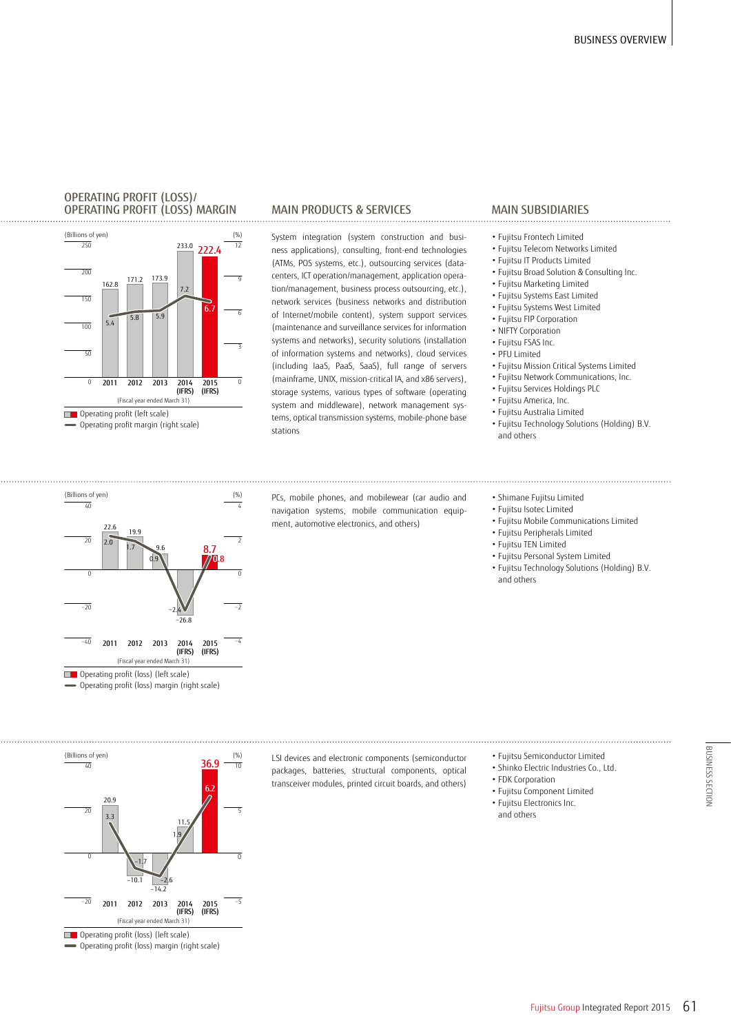## OPERATING PROFIT (LOSS)/ OPERATING PROFIT (LOSS) MARGIN

(Billions of yen)
(%)
250
200
150
100
50
0
12
9
6
3
0
162.8
171.2
173.9
233.0
222.4
5.4
5.8
5.9
7.2
6.7
2011
2012
2013
2014 (IFRS)
2015 (IFRS)
(Fiscal year ended March 31)

Operating profit (left scale)
Operating profit margin (right scale)

## MAIN PRODUCTS & SERVICES

System integration (system construction and business applications), consulting, front-end technologies (ATMs, POS systems, etc.), outsourcing services (datacenters, ICT operation/management, application operation/management, business process outsourcing, etc.), network services (business networks and distribution of Internet/mobile content), system support services (maintenance and surveillance services for information systems and networks), security solutions (installation of information systems and networks), cloud services (including IaaS, PaaS, SaaS), full range of servers (mainframe, UNIX, mission-critical IA, and x86 servers), storage systems, various types of software (operating system and middleware), network management systems, optical transmission systems, mobile-phone base stations

## MAIN SUBSIDIARIES

- Fujitsu Frontech Limited
- Fujitsu Telecom Networks Limited
- Fujitsu IT Products Limited
- Fujitsu Broad Solution & Consulting Inc.
- Fujitsu Marketing Limited
- Fujitsu Systems East Limited
- Fujitsu Systems West Limited
- Fujitsu FIP Corporation
- NIFTY Corporation
- Fujitsu FSAS Inc.
- PFU Limited
- Fujitsu Mission Critical Systems Limited
- Fujitsu Network Communications, Inc.
- Fujitsu Services Holdings PLC
- Fujitsu America, Inc.
- Fujitsu Australia Limited
- Fujitsu Technology Solutions (Holding) B.V.
  and others

---

(Billions of yen)
(%)
40
20
0
−20
−40
4
2
0
−2
−4
22.6
19.9
9.6
−26.8
8.7
2.0
1.7
0.9
−2.4
0.8
2011
2012
2013
2014 (IFRS)
2015 (IFRS)
(Fiscal year ended March 31)

Operating profit (loss) (left scale)
Operating profit (loss) margin (right scale)

PCs, mobile phones, and mobilewear (car audio and navigation systems, mobile communication equipment, automotive electronics, and others)

- Shimane Fujitsu Limited
- Fujitsu Isotec Limited
- Fujitsu Mobile Communications Limited
- Fujitsu Peripherals Limited
- Fujitsu TEN Limited
- Fujitsu Personal System Limited
- Fujitsu Technology Solutions (Holding) B.V.
  and others

---

(Billions of yen)
(%)
40
20
0
−20
10
5
0
−5
20.9
−10.1
−14.2
11.5
36.9
3.3
−1.7
−2.6
1.9
6.2
2011
2012
2013
2014 (IFRS)
2015 (IFRS)
(Fiscal year ended March 31)

Operating profit (loss) (left scale)
Operating profit (loss) margin (right scale)

LSI devices and electronic components (semiconductor packages, batteries, structural components, optical transceiver modules, printed circuit boards, and others)

- Fujitsu Semiconductor Limited
- Shinko Electric Industries Co., Ltd.
- FDK Corporation
- Fujitsu Component Limited
- Fujitsu Electronics Inc.
  and others